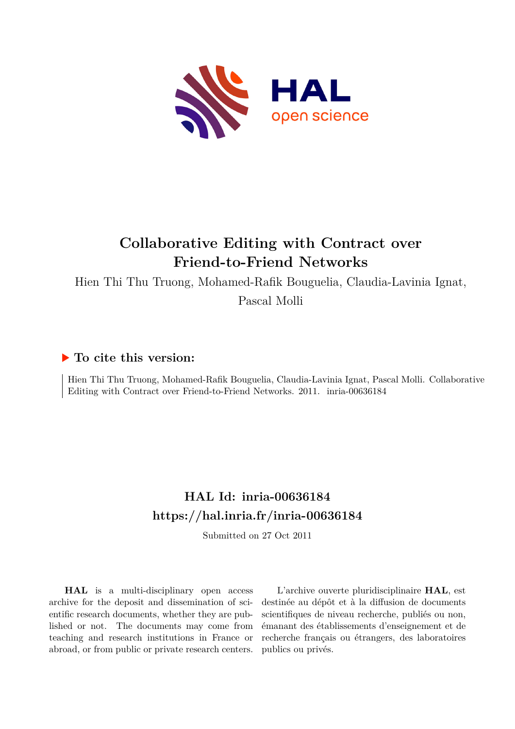# Collaborative Editing with Contract over Friend-to-Friend Networks

Hien Thi Thu Truong, Mohamed-Rafik Bouguelia, Claudia-Lavinia Ignat, Pascal Molli

## ▶ To cite this version:

Hien Thi Thu Truong, Mohamed-Rafik Bouguelia, Claudia-Lavinia Ignat, Pascal Molli. Collaborative Editing with Contract over Friend-to-Friend Networks. 2011. inria-00636184

## HAL Id: inria-00636184

## https://hal.inria.fr/inria-00636184

Submitted on 27 Oct 2011

**HAL** is a multi-disciplinary open access archive for the deposit and dissemination of scientific research documents, whether they are published or not. The documents may come from teaching and research institutions in France or abroad, or from public or private research centers.

L'archive ouverte pluridisciplinaire **HAL**, est destinée au dépôt et à la diffusion de documents scientifiques de niveau recherche, publiés ou non, émanant des établissements d'enseignement et de recherche français ou étrangers, des laboratoires publics ou privés.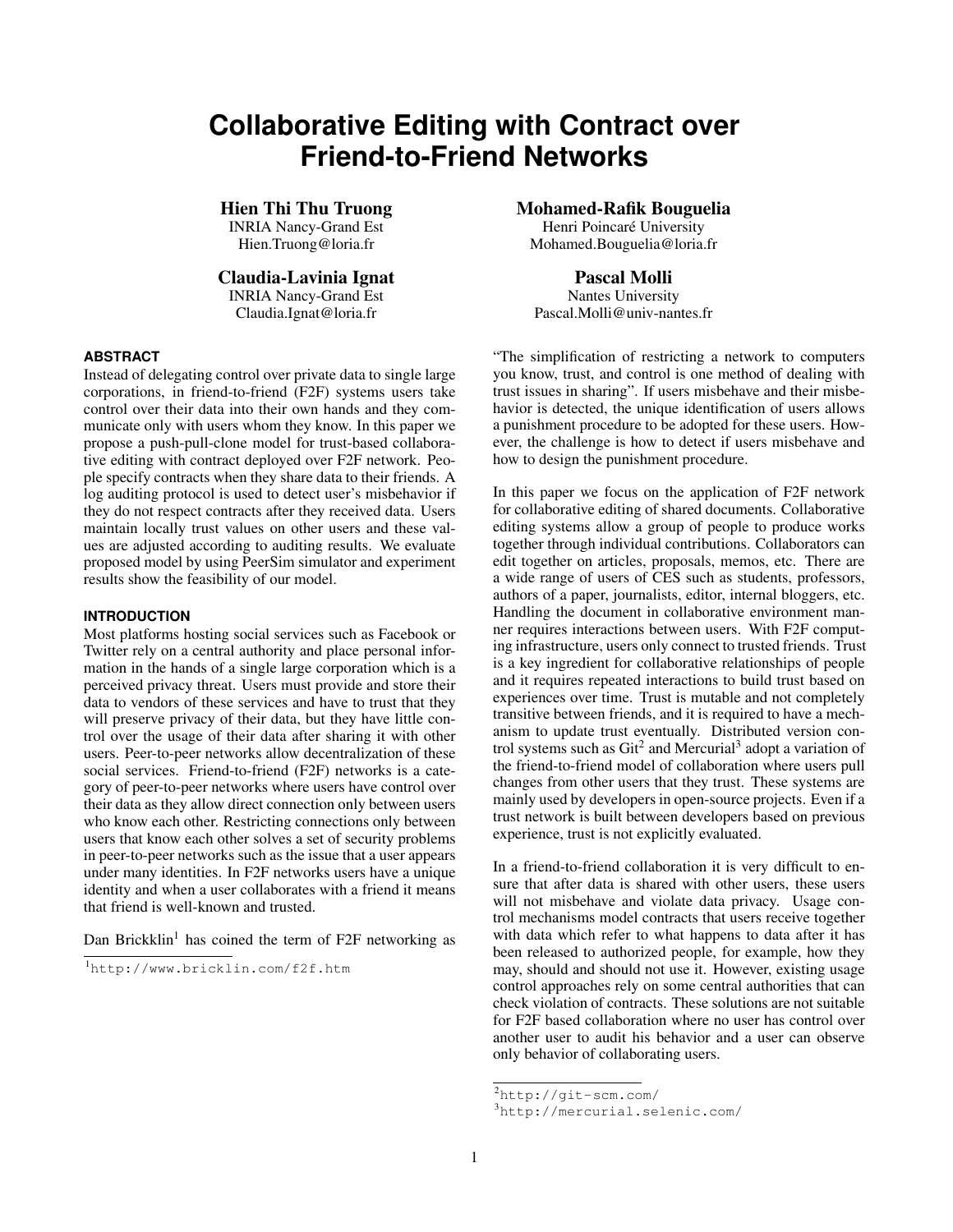# Collaborative Editing with Contract over Friend-to-Friend Networks

**Hien Thi Thu Truong**
INRIA Nancy-Grand Est
Hien.Truong@loria.fr

**Mohamed-Rafik Bouguelia**
Henri Poincaré University
Mohamed.Bouguelia@loria.fr

**Claudia-Lavinia Ignat**
INRIA Nancy-Grand Est
Claudia.Ignat@loria.fr

**Pascal Molli**
Nantes University
Pascal.Molli@univ-nantes.fr

## ABSTRACT

Instead of delegating control over private data to single large corporations, in friend-to-friend (F2F) systems users take control over their data into their own hands and they communicate only with users whom they know. In this paper we propose a push-pull-clone model for trust-based collaborative editing with contract deployed over F2F network. People specify contracts when they share data to their friends. A log auditing protocol is used to detect user's misbehavior if they do not respect contracts after they received data. Users maintain locally trust values on other users and these values are adjusted according to auditing results. We evaluate proposed model by using PeerSim simulator and experiment results show the feasibility of our model.

## INTRODUCTION

Most platforms hosting social services such as Facebook or Twitter rely on a central authority and place personal information in the hands of a single large corporation which is a perceived privacy threat. Users must provide and store their data to vendors of these services and have to trust that they will preserve privacy of their data, but they have little control over the usage of their data after sharing it with other users. Peer-to-peer networks allow decentralization of these social services. Friend-to-friend (F2F) networks is a category of peer-to-peer networks where users have control over their data as they allow direct connection only between users who know each other. Restricting connections only between users that know each other solves a set of security problems in peer-to-peer networks such as the issue that a user appears under many identities. In F2F networks users have a unique identity and when a user collaborates with a friend it means that friend is well-known and trusted.

Dan Bricklin[1] has coined the term of F2F networking as "The simplification of restricting a network to computers you know, trust, and control is one method of dealing with trust issues in sharing". If users misbehave and their misbehavior is detected, the unique identification of users allows a punishment procedure to be adopted for these users. However, the challenge is how to detect if users misbehave and how to design the punishment procedure.

In this paper we focus on the application of F2F network for collaborative editing of shared documents. Collaborative editing systems allow a group of people to produce works together through individual contributions. Collaborators can edit together on articles, proposals, memos, etc. There are a wide range of users of CES such as students, professors, authors of a paper, journalists, editor, internal bloggers, etc. Handling the document in collaborative environment manner requires interactions between users. With F2F computing infrastructure, users only connect to trusted friends. Trust is a key ingredient for collaborative relationships of people and it requires repeated interactions to build trust based on experiences over time. Trust is mutable and not completely transitive between friends, and it is required to have a mechanism to update trust eventually. Distributed version control systems such as Git[2] and Mercurial[3] adopt a variation of the friend-to-friend model of collaboration where users pull changes from other users that they trust. These systems are mainly used by developers in open-source projects. Even if a trust network is built between developers based on previous experience, trust is not explicitly evaluated.

In a friend-to-friend collaboration it is very difficult to ensure that after data is shared with other users, these users will not misbehave and violate data privacy. Usage control mechanisms model contracts that users receive together with data which refer to what happens to data after it has been released to authorized people, for example, how they may, should and should not use it. However, existing usage control approaches rely on some central authorities that can check violation of contracts. These solutions are not suitable for F2F based collaboration where no user has control over another user to audit his behavior and a user can observe only behavior of collaborating users.

[1] http://www.bricklin.com/f2f.htm

[2] http://git-scm.com/

[3] http://mercurial.selenic.com/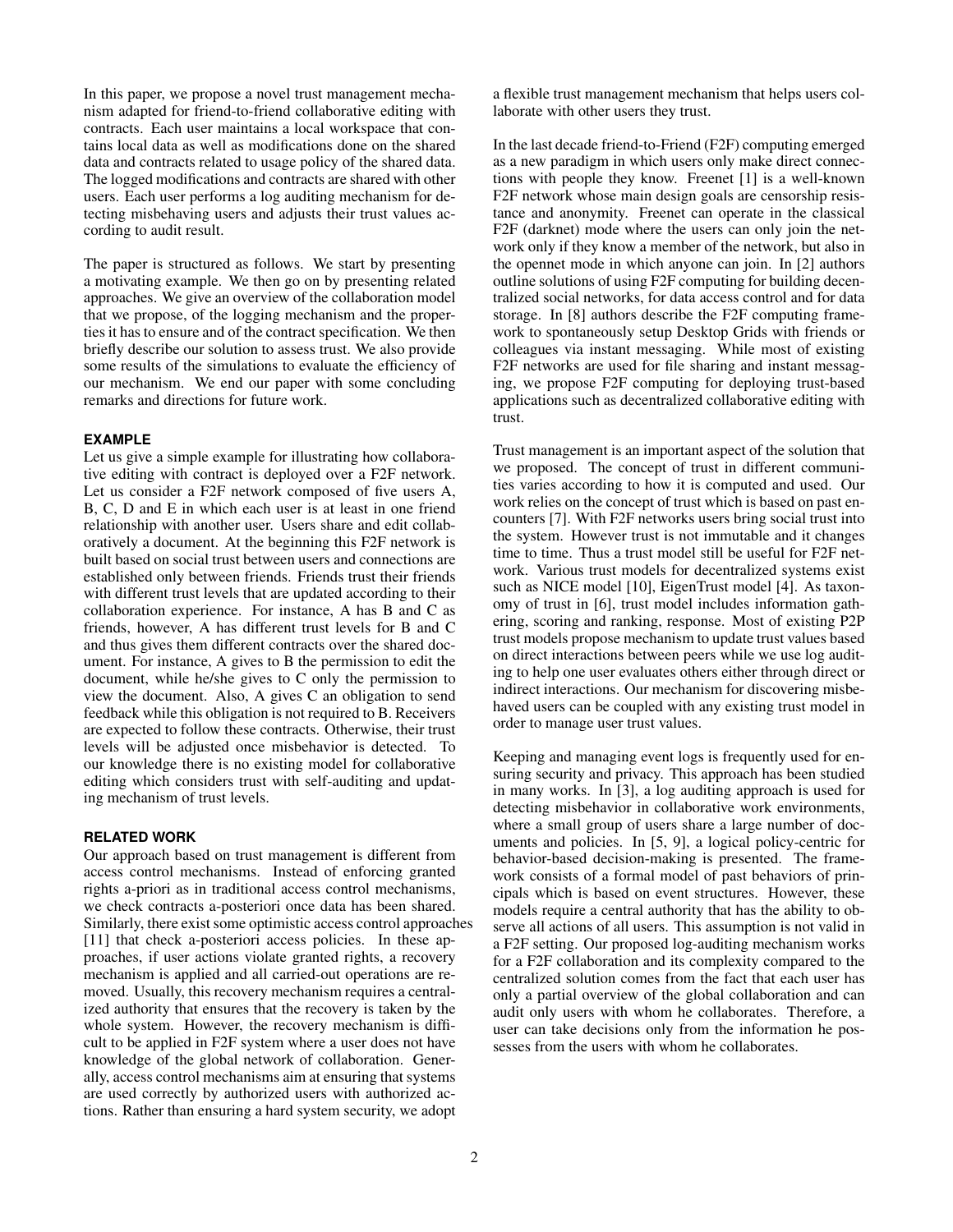In this paper, we propose a novel trust management mechanism adapted for friend-to-friend collaborative editing with contracts. Each user maintains a local workspace that contains local data as well as modifications done on the shared data and contracts related to usage policy of the shared data. The logged modifications and contracts are shared with other users. Each user performs a log auditing mechanism for detecting misbehaving users and adjusts their trust values according to audit result.

The paper is structured as follows. We start by presenting a motivating example. We then go on by presenting related approaches. We give an overview of the collaboration model that we propose, of the logging mechanism and the properties it has to ensure and of the contract specification. We then briefly describe our solution to assess trust. We also provide some results of the simulations to evaluate the efficiency of our mechanism. We end our paper with some concluding remarks and directions for future work.

## EXAMPLE

Let us give a simple example for illustrating how collaborative editing with contract is deployed over a F2F network. Let us consider a F2F network composed of five users A, B, C, D and E in which each user is at least in one friend relationship with another user. Users share and edit collaboratively a document. At the beginning this F2F network is built based on social trust between users and connections are established only between friends. Friends trust their friends with different trust levels that are updated according to their collaboration experience. For instance, A has B and C as friends, however, A has different trust levels for B and C and thus gives them different contracts over the shared document. For instance, A gives to B the permission to edit the document, while he/she gives to C only the permission to view the document. Also, A gives C an obligation to send feedback while this obligation is not required to B. Receivers are expected to follow these contracts. Otherwise, their trust levels will be adjusted once misbehavior is detected. To our knowledge there is no existing model for collaborative editing which considers trust with self-auditing and updating mechanism of trust levels.

## RELATED WORK

Our approach based on trust management is different from access control mechanisms. Instead of enforcing granted rights a-priori as in traditional access control mechanisms, we check contracts a-posteriori once data has been shared. Similarly, there exist some optimistic access control approaches [11] that check a-posteriori access policies. In these approaches, if user actions violate granted rights, a recovery mechanism is applied and all carried-out operations are removed. Usually, this recovery mechanism requires a centralized authority that ensures that the recovery is taken by the whole system. However, the recovery mechanism is difficult to be applied in F2F system where a user does not have knowledge of the global network of collaboration. Generally, access control mechanisms aim at ensuring that systems are used correctly by authorized users with authorized actions. Rather than ensuring a hard system security, we adopt a flexible trust management mechanism that helps users collaborate with other users they trust.

In the last decade friend-to-Friend (F2F) computing emerged as a new paradigm in which users only make direct connections with people they know. Freenet [1] is a well-known F2F network whose main design goals are censorship resistance and anonymity. Freenet can operate in the classical F2F (darknet) mode where the users can only join the network only if they know a member of the network, but also in the opennet mode in which anyone can join. In [2] authors outline solutions of using F2F computing for building decentralized social networks, for data access control and for data storage. In [8] authors describe the F2F computing framework to spontaneously setup Desktop Grids with friends or colleagues via instant messaging. While most of existing F2F networks are used for file sharing and instant messaging, we propose F2F computing for deploying trust-based applications such as decentralized collaborative editing with trust.

Trust management is an important aspect of the solution that we proposed. The concept of trust in different communities varies according to how it is computed and used. Our work relies on the concept of trust which is based on past encounters [7]. With F2F networks users bring social trust into the system. However trust is not immutable and it changes time to time. Thus a trust model still be useful for F2F network. Various trust models for decentralized systems exist such as NICE model [10], EigenTrust model [4]. As taxonomy of trust in [6], trust model includes information gathering, scoring and ranking, response. Most of existing P2P trust models propose mechanism to update trust values based on direct interactions between peers while we use log auditing to help one user evaluates others either through direct or indirect interactions. Our mechanism for discovering misbehaved users can be coupled with any existing trust model in order to manage user trust values.

Keeping and managing event logs is frequently used for ensuring security and privacy. This approach has been studied in many works. In [3], a log auditing approach is used for detecting misbehavior in collaborative work environments, where a small group of users share a large number of documents and policies. In [5, 9], a logical policy-centric for behavior-based decision-making is presented. The framework consists of a formal model of past behaviors of principals which is based on event structures. However, these models require a central authority that has the ability to observe all actions of all users. This assumption is not valid in a F2F setting. Our proposed log-auditing mechanism works for a F2F collaboration and its complexity compared to the centralized solution comes from the fact that each user has only a partial overview of the global collaboration and can audit only users with whom he collaborates. Therefore, a user can take decisions only from the information he possesses from the users with whom he collaborates.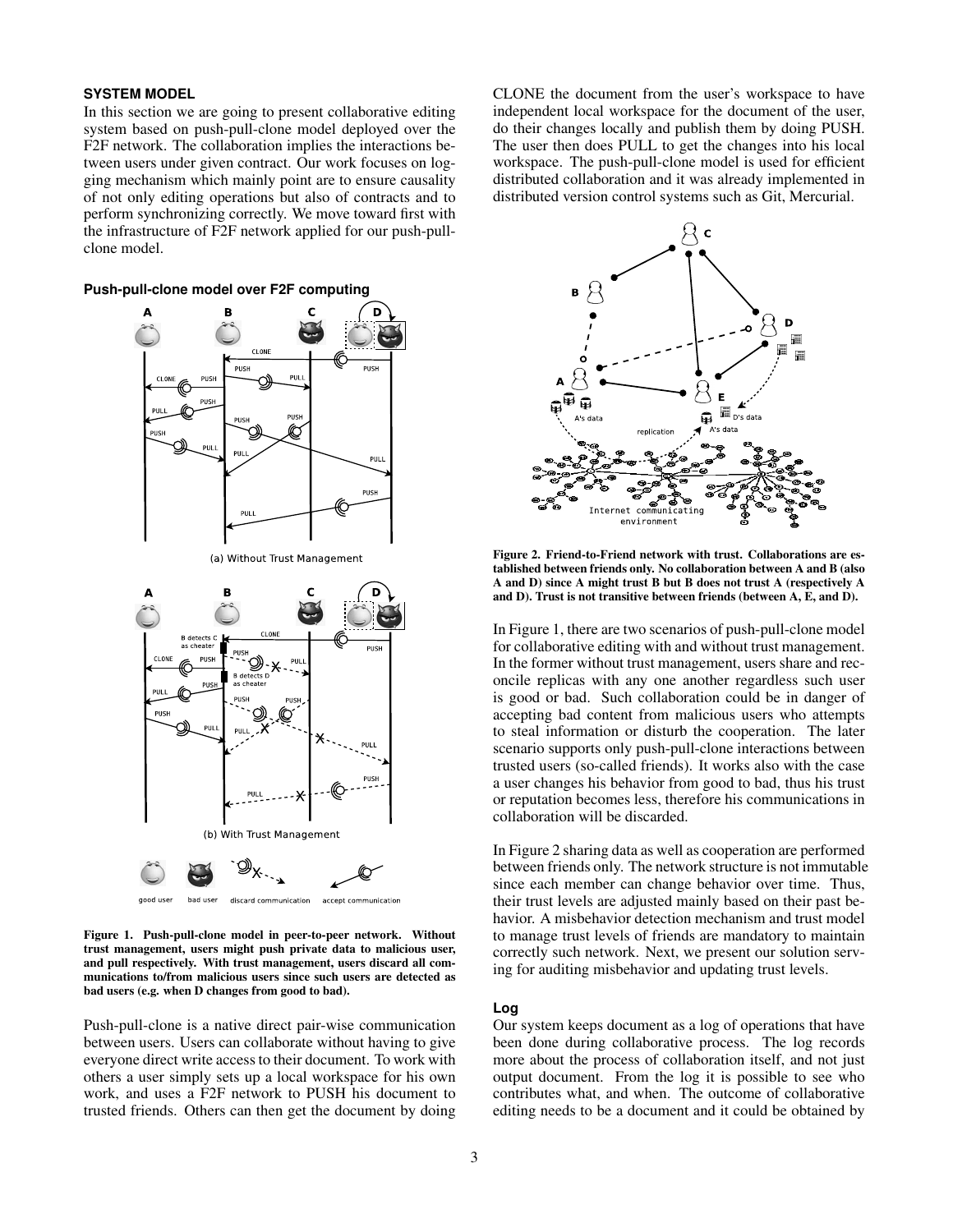## SYSTEM MODEL

In this section we are going to present collaborative editing system based on push-pull-clone model deployed over the F2F network. The collaboration implies the interactions between users under given contract. Our work focuses on logging mechanism which mainly point are to ensure causality of not only editing operations but also of contracts and to perform synchronizing correctly. We move toward first with the infrastructure of F2F network applied for our push-pull-clone model.

### Push-pull-clone model over F2F computing

**Figure 1. Push-pull-clone model in peer-to-peer network. Without trust management, users might push private data to malicious user, and pull respectively. With trust management, users discard all communications to/from malicious users since such users are detected as bad users (e.g. when D changes from good to bad).**

Push-pull-clone is a native direct pair-wise communication between users. Users can collaborate without having to give everyone direct write access to their document. To work with others a user simply sets up a local workspace for his own work, and uses a F2F network to PUSH his document to trusted friends. Others can then get the document by doing CLONE the document from the user's workspace to have independent local workspace for the document of the user, do their changes locally and publish them by doing PUSH. The user then does PULL to get the changes into his local workspace. The push-pull-clone model is used for efficient distributed collaboration and it was already implemented in distributed version control systems such as Git, Mercurial.

**Figure 2. Friend-to-Friend network with trust. Collaborations are established between friends only. No collaboration between A and B (also A and D) since A might trust B but B does not trust A (respectively A and D). Trust is not transitive between friends (between A, E, and D).**

In Figure 1, there are two scenarios of push-pull-clone model for collaborative editing with and without trust management. In the former without trust management, users share and reconcile replicas with any one another regardless such user is good or bad. Such collaboration could be in danger of accepting bad content from malicious users who attempts to steal information or disturb the cooperation. The later scenario supports only push-pull-clone interactions between trusted users (so-called friends). It works also with the case a user changes his behavior from good to bad, thus his trust or reputation becomes less, therefore his communications in collaboration will be discarded.

In Figure 2 sharing data as well as cooperation are performed between friends only. The network structure is not immutable since each member can change behavior over time. Thus, their trust levels are adjusted mainly based on their past behavior. A misbehavior detection mechanism and trust model to manage trust levels of friends are mandatory to maintain correctly such network. Next, we present our solution serving for auditing misbehavior and updating trust levels.

### Log

Our system keeps document as a log of operations that have been done during collaborative process. The log records more about the process of collaboration itself, and not just output document. From the log it is possible to see who contributes what, and when. The outcome of collaborative editing needs to be a document and it could be obtained by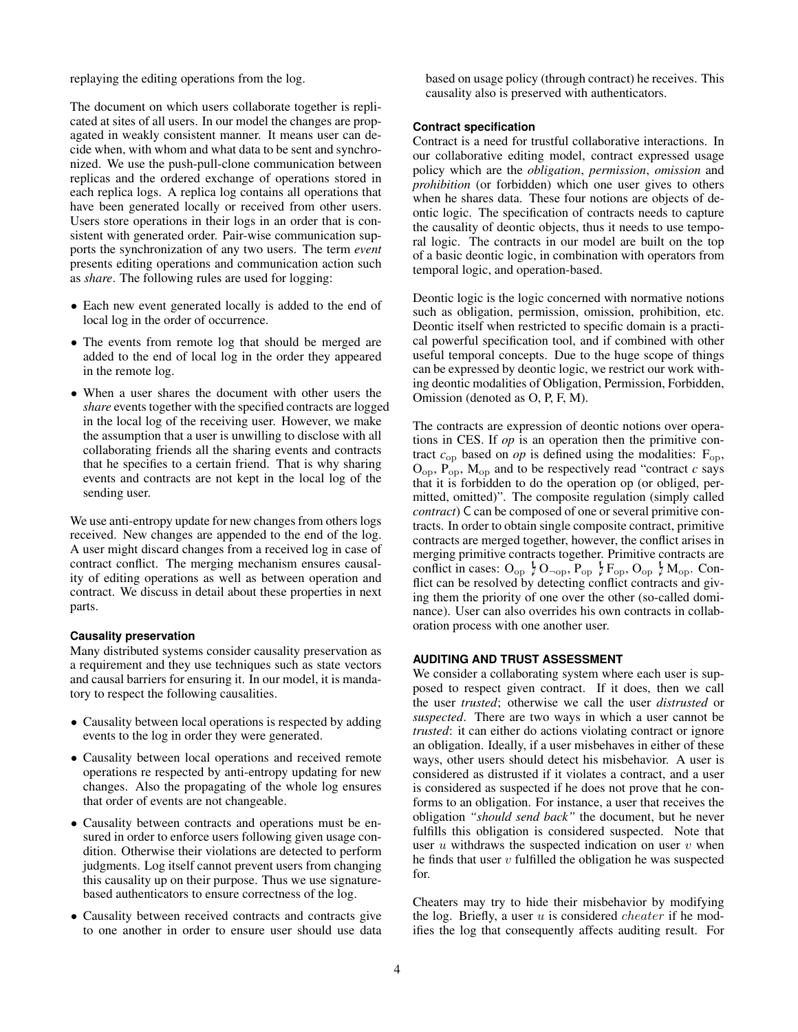replaying the editing operations from the log.

The document on which users collaborate together is replicated at sites of all users. In our model the changes are propagated in weakly consistent manner. It means user can decide when, with whom and what data to be sent and synchronized. We use the push-pull-clone communication between replicas and the ordered exchange of operations stored in each replica logs. A replica log contains all operations that have been generated locally or received from other users. Users store operations in their logs in an order that is consistent with generated order. Pair-wise communication supports the synchronization of any two users. The term *event* presents editing operations and communication action such as *share*. The following rules are used for logging:

- Each new event generated locally is added to the end of local log in the order of occurrence.
- The events from remote log that should be merged are added to the end of local log in the order they appeared in the remote log.
- When a user shares the document with other users the *share* events together with the specified contracts are logged in the local log of the receiving user. However, we make the assumption that a user is unwilling to disclose with all collaborating friends all the sharing events and contracts that he specifies to a certain friend. That is why sharing events and contracts are not kept in the local log of the sending user.

We use anti-entropy update for new changes from others logs received. New changes are appended to the end of the log. A user might discard changes from a received log in case of contract conflict. The merging mechanism ensures causality of editing operations as well as between operation and contract. We discuss in detail about these properties in next parts.

#### Causality preservation

Many distributed systems consider causality preservation as a requirement and they use techniques such as state vectors and causal barriers for ensuring it. In our model, it is mandatory to respect the following causalities.

- Causality between local operations is respected by adding events to the log in order they were generated.
- Causality between local operations and received remote operations re respected by anti-entropy updating for new changes. Also the propagating of the whole log ensures that order of events are not changeable.
- Causality between contracts and operations must be ensured in order to enforce users following given usage condition. Otherwise their violations are detected to perform judgments. Log itself cannot prevent users from changing this causality up on their purpose. Thus we use signature-based authenticators to ensure correctness of the log.
- Causality between received contracts and contracts give to one another in order to ensure user should use data based on usage policy (through contract) he receives. This causality also is preserved with authenticators.

#### Contract specification

Contract is a need for trustful collaborative interactions. In our collaborative editing model, contract expressed usage policy which are the *obligation*, *permission*, *omission* and *prohibition* (or forbidden) which one user gives to others when he shares data. These four notions are objects of deontic logic. The specification of contracts needs to capture the causality of deontic objects, thus it needs to use temporal logic. The contracts in our model are built on the top of a basic deontic logic, in combination with operators from temporal logic, and operation-based.

Deontic logic is the logic concerned with normative notions such as obligation, permission, omission, prohibition, etc. Deontic itself when restricted to specific domain is a practical powerful specification tool, and if combined with other useful temporal concepts. Due to the huge scope of things can be expressed by deontic logic, we restrict our work withing deontic modalities of Obligation, Permission, Forbidden, Omission (denoted as O, P, F, M).

The contracts are expression of deontic notions over operations in CES. If *op* is an operation then the primitive contract $c_{\text{op}}$ based on *op* is defined using the modalities: $\text{F}_{\text{op}}$, $\text{O}_{\text{op}}$, $\text{P}_{\text{op}}$, $\text{M}_{\text{op}}$ and to be respectively read "contract *c* says that it is forbidden to do the operation op (or obliged, permitted, omitted)". The composite regulation (simply called *contract*) $\mathsf{C}$ can be composed of one or several primitive contracts. In order to obtain single composite contract, primitive contracts are merged together, however, the conflict arises in merging primitive contracts together. Primitive contracts are conflict in cases: $\text{O}_{\text{op}} \lightning \text{O}_{\neg\text{op}}$, $\text{P}_{\text{op}} \lightning \text{F}_{\text{op}}$, $\text{O}_{\text{op}} \lightning \text{M}_{\text{op}}$. Conflict can be resolved by detecting conflict contracts and giving them the priority of one over the other (so-called dominance). User can also overrides his own contracts in collaboration process with one another user.

## AUDITING AND TRUST ASSESSMENT

We consider a collaborating system where each user is supposed to respect given contract. If it does, then we call the user *trusted*; otherwise we call the user *distrusted* or *suspected*. There are two ways in which a user cannot be *trusted*: it can either do actions violating contract or ignore an obligation. Ideally, if a user misbehaves in either of these ways, other users should detect his misbehavior. A user is considered as distrusted if it violates a contract, and a user is considered as suspected if he does not prove that he conforms to an obligation. For instance, a user that receives the obligation *"should send back"* the document, but he never fulfills this obligation is considered suspected. Note that user $u$ withdraws the suspected indication on user $v$ when he finds that user $v$ fulfilled the obligation he was suspected for.

Cheaters may try to hide their misbehavior by modifying the log. Briefly, a user $u$ is considered $cheater$ if he modifies the log that consequently affects auditing result. For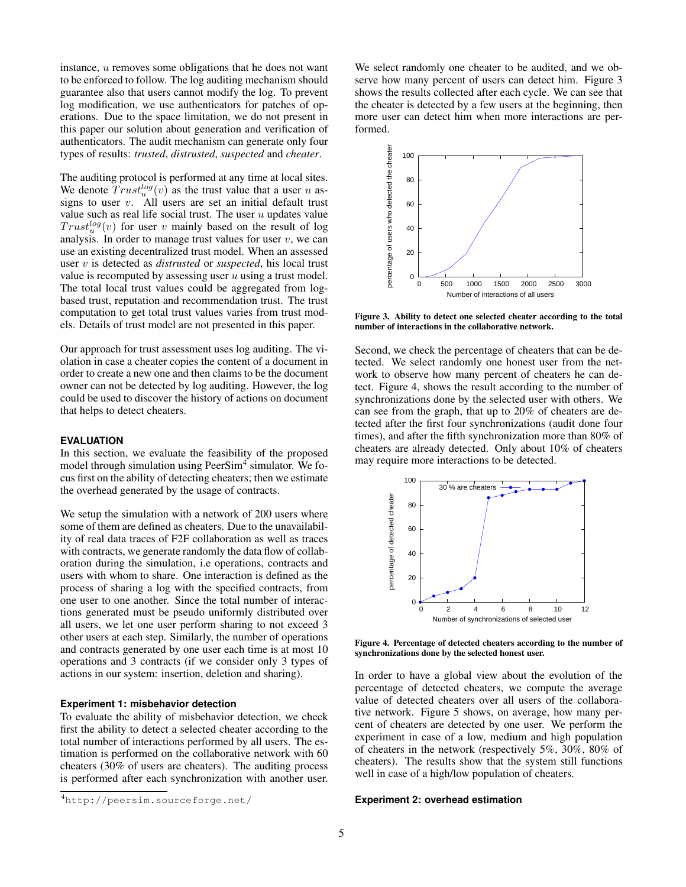instance, $u$ removes some obligations that he does not want to be enforced to follow. The log auditing mechanism should guarantee also that users cannot modify the log. To prevent log modification, we use authenticators for patches of operations. Due to the space limitation, we do not present in this paper our solution about generation and verification of authenticators. The audit mechanism can generate only four types of results: *trusted*, *distrusted*, *suspected* and *cheater*.

The auditing protocol is performed at any time at local sites. We denote $Trust_u^{log}(v)$ as the trust value that a user $u$ assigns to user $v$. All users are set an initial default trust value such as real life social trust. The user $u$ updates value $Trust_u^{log}(v)$ for user $v$ mainly based on the result of log analysis. In order to manage trust values for user $v$, we can use an existing decentralized trust model. When an assessed user $v$ is detected as *distrusted* or *suspected*, his local trust value is recomputed by assessing user $u$ using a trust model. The total local trust values could be aggregated from log-based trust, reputation and recommendation trust. The trust computation to get total trust values varies from trust models. Details of trust model are not presented in this paper.

Our approach for trust assessment uses log auditing. The violation in case a cheater copies the content of a document in order to create a new one and then claims to be the document owner can not be detected by log auditing. However, the log could be used to discover the history of actions on document that helps to detect cheaters.

## EVALUATION

In this section, we evaluate the feasibility of the proposed model through simulation using PeerSim[4] simulator. We focus first on the ability of detecting cheaters; then we estimate the overhead generated by the usage of contracts.

We setup the simulation with a network of 200 users where some of them are defined as cheaters. Due to the unavailability of real data traces of F2F collaboration as well as traces with contracts, we generate randomly the data flow of collaboration during the simulation, i.e operations, contracts and users with whom to share. One interaction is defined as the process of sharing a log with the specified contracts, from one user to one another. Since the total number of interactions generated must be pseudo uniformly distributed over all users, we let one user perform sharing to not exceed 3 other users at each step. Similarly, the number of operations and contracts generated by one user each time is at most 10 operations and 3 contracts (if we consider only 3 types of actions in our system: insertion, deletion and sharing).

### Experiment 1: misbehavior detection

To evaluate the ability of misbehavior detection, we check first the ability to detect a selected cheater according to the total number of interactions performed by all users. The estimation is performed on the collaborative network with 60 cheaters (30% of users are cheaters). The auditing process is performed after each synchronization with another user. We select randomly one cheater to be audited, and we observe how many percent of users can detect him. Figure 3 shows the results collected after each cycle. We can see that the cheater is detected by a few users at the beginning, then more user can detect him when more interactions are performed.

**Figure 3. Ability to detect one selected cheater according to the total number of interactions in the collaborative network.**

Second, we check the percentage of cheaters that can be detected. We select randomly one honest user from the network to observe how many percent of cheaters he can detect. Figure 4, shows the result according to the number of synchronizations done by the selected user with others. We can see from the graph, that up to 20% of cheaters are detected after the first four synchronizations (audit done four times), and after the fifth synchronization more than 80% of cheaters are already detected. Only about 10% of cheaters may require more interactions to be detected.

**Figure 4. Percentage of detected cheaters according to the number of synchronizations done by the selected honest user.**

In order to have a global view about the evolution of the percentage of detected cheaters, we compute the average value of detected cheaters over all users of the collaborative network. Figure 5 shows, on average, how many percent of cheaters are detected by one user. We perform the experiment in case of a low, medium and high population of cheaters in the network (respectively 5%, 30%, 80% of cheaters). The results show that the system still functions well in case of a high/low population of cheaters.

### Experiment 2: overhead estimation

[4] http://peersim.sourceforge.net/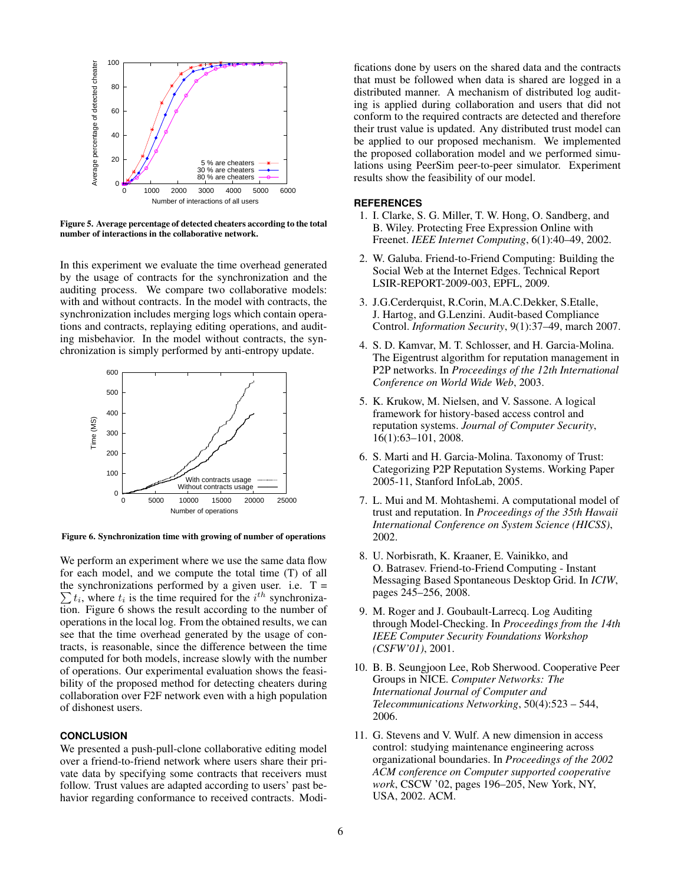Average percentage of detected cheater

100
80
60
40
20
0

0 1000 2000 3000 4000 5000 6000

Number of interactions of all users

5 % are cheaters
30 % are cheaters
80 % are cheaters

**Figure 5. Average percentage of detected cheaters according to the total number of interactions in the collaborative network.**

In this experiment we evaluate the time overhead generated by the usage of contracts for the synchronization and the auditing process. We compare two collaborative models: with and without contracts. In the model with contracts, the synchronization includes merging logs which contain operations and contracts, replaying editing operations, and auditing misbehavior. In the model without contracts, the synchronization is simply performed by anti-entropy update.

Time (MS)

600
500
400
300
200
100
0

0 5000 10000 15000 20000 25000

Number of operations

With contracts usage
Without contracts usage

**Figure 6. Synchronization time with growing of number of operations**

We perform an experiment where we use the same data flow for each model, and we compute the total time (T) of all the synchronizations performed by a given user. i.e. $T = \sum t_i$, where $t_i$ is the time required for the $i^{th}$ synchronization. Figure 6 shows the result according to the number of operations in the local log. From the obtained results, we can see that the time overhead generated by the usage of contracts, is reasonable, since the difference between the time computed for both models, increase slowly with the number of operations. Our experimental evaluation shows the feasibility of the proposed method for detecting cheaters during collaboration over F2F network even with a high population of dishonest users.

## CONCLUSION

We presented a push-pull-clone collaborative editing model over a friend-to-friend network where users share their private data by specifying some contracts that receivers must follow. Trust values are adapted according to users' past behavior regarding conformance to received contracts. Modifications done by users on the shared data and the contracts that must be followed when data is shared are logged in a distributed manner. A mechanism of distributed log auditing is applied during collaboration and users that did not conform to the required contracts are detected and therefore their trust value is updated. Any distributed trust model can be applied to our proposed mechanism. We implemented the proposed collaboration model and we performed simulations using PeerSim peer-to-peer simulator. Experiment results show the feasibility of our model.

## REFERENCES

1. I. Clarke, S. G. Miller, T. W. Hong, O. Sandberg, and B. Wiley. Protecting Free Expression Online with Freenet. *IEEE Internet Computing*, 6(1):40–49, 2002.
2. W. Galuba. Friend-to-Friend Computing: Building the Social Web at the Internet Edges. Technical Report LSIR-REPORT-2009-003, EPFL, 2009.
3. J.G.Cerderquist, R.Corin, M.A.C.Dekker, S.Etalle, J. Hartog, and G.Lenzini. Audit-based Compliance Control. *Information Security*, 9(1):37–49, march 2007.
4. S. D. Kamvar, M. T. Schlosser, and H. Garcia-Molina. The Eigentrust algorithm for reputation management in P2P networks. In *Proceedings of the 12th International Conference on World Wide Web*, 2003.
5. K. Krukow, M. Nielsen, and V. Sassone. A logical framework for history-based access control and reputation systems. *Journal of Computer Security*, 16(1):63–101, 2008.
6. S. Marti and H. Garcia-Molina. Taxonomy of Trust: Categorizing P2P Reputation Systems. Working Paper 2005-11, Stanford InfoLab, 2005.
7. L. Mui and M. Mohtashemi. A computational model of trust and reputation. In *Proceedings of the 35th Hawaii International Conference on System Science (HICSS)*, 2002.
8. U. Norbisrath, K. Kraaner, E. Vainikko, and O. Batrasev. Friend-to-Friend Computing - Instant Messaging Based Spontaneous Desktop Grid. In *ICIW*, pages 245–256, 2008.
9. M. Roger and J. Goubault-Larrecq. Log Auditing through Model-Checking. In *Proceedings from the 14th IEEE Computer Security Foundations Workshop (CSFW'01)*, 2001.
10. B. B. Seungjoon Lee, Rob Sherwood. Cooperative Peer Groups in NICE. *Computer Networks: The International Journal of Computer and Telecommunications Networking*, 50(4):523 – 544, 2006.
11. G. Stevens and V. Wulf. A new dimension in access control: studying maintenance engineering across organizational boundaries. In *Proceedings of the 2002 ACM conference on Computer supported cooperative work*, CSCW '02, pages 196–205, New York, NY, USA, 2002. ACM.